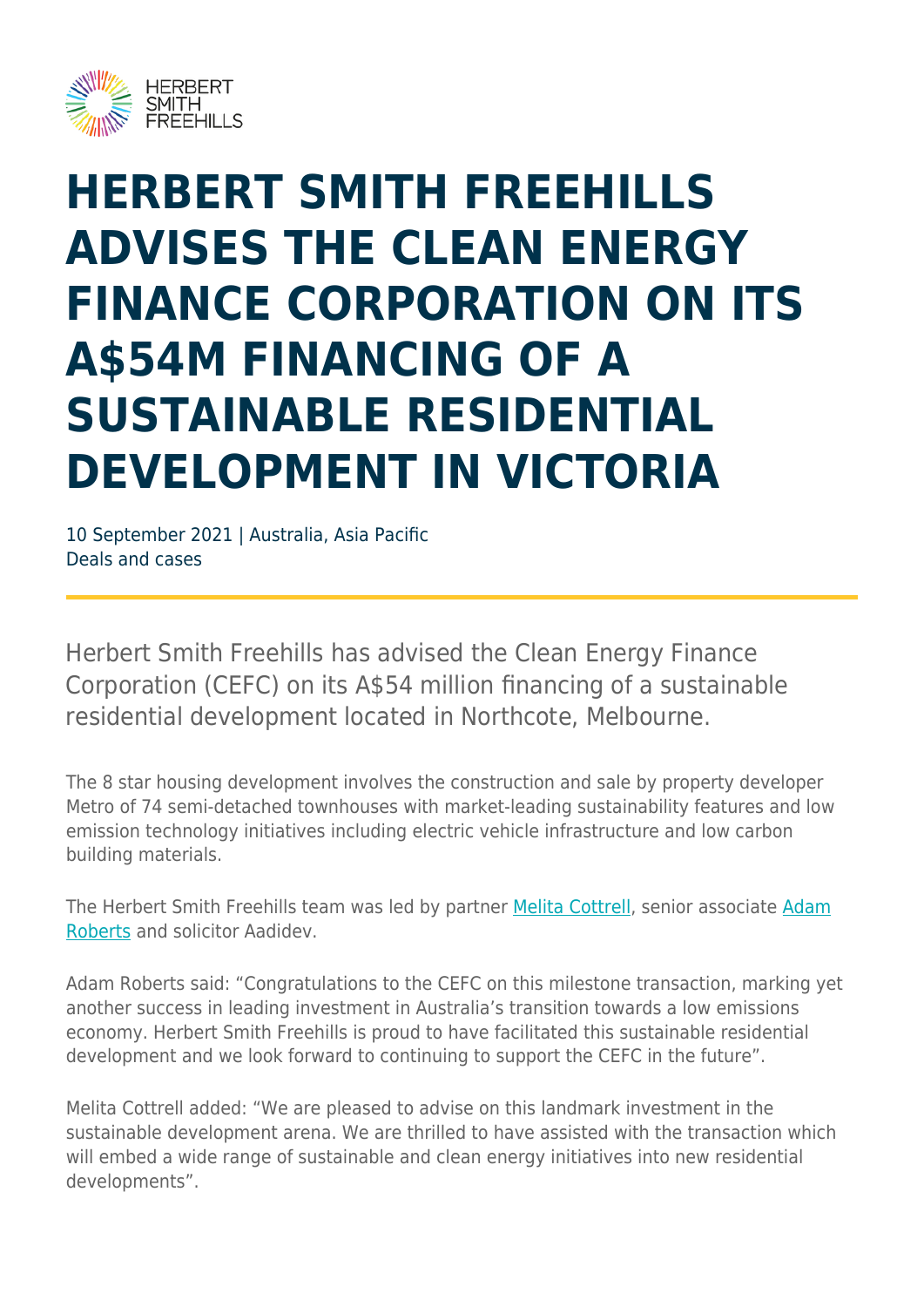# HERBERT SMITH FREEHILLS ADVISES THE CLEAN ENERGY FINANCE CORPORATION ON ITS A$54M FINANCING OF A SUSTAINABLE RESIDENTIAL DEVELOPMENT IN VICTORIA

10 September 2021 | Australia, Asia Pacific
Deals and cases

Herbert Smith Freehills has advised the Clean Energy Finance Corporation (CEFC) on its A$54 million financing of a sustainable residential development located in Northcote, Melbourne.

The 8 star housing development involves the construction and sale by property developer Metro of 74 semi-detached townhouses with market-leading sustainability features and low emission technology initiatives including electric vehicle infrastructure and low carbon building materials.

The Herbert Smith Freehills team was led by partner Melita Cottrell, senior associate Adam Roberts and solicitor Aadidev.

Adam Roberts said: "Congratulations to the CEFC on this milestone transaction, marking yet another success in leading investment in Australia's transition towards a low emissions economy. Herbert Smith Freehills is proud to have facilitated this sustainable residential development and we look forward to continuing to support the CEFC in the future".

Melita Cottrell added: "We are pleased to advise on this landmark investment in the sustainable development arena. We are thrilled to have assisted with the transaction which will embed a wide range of sustainable and clean energy initiatives into new residential developments".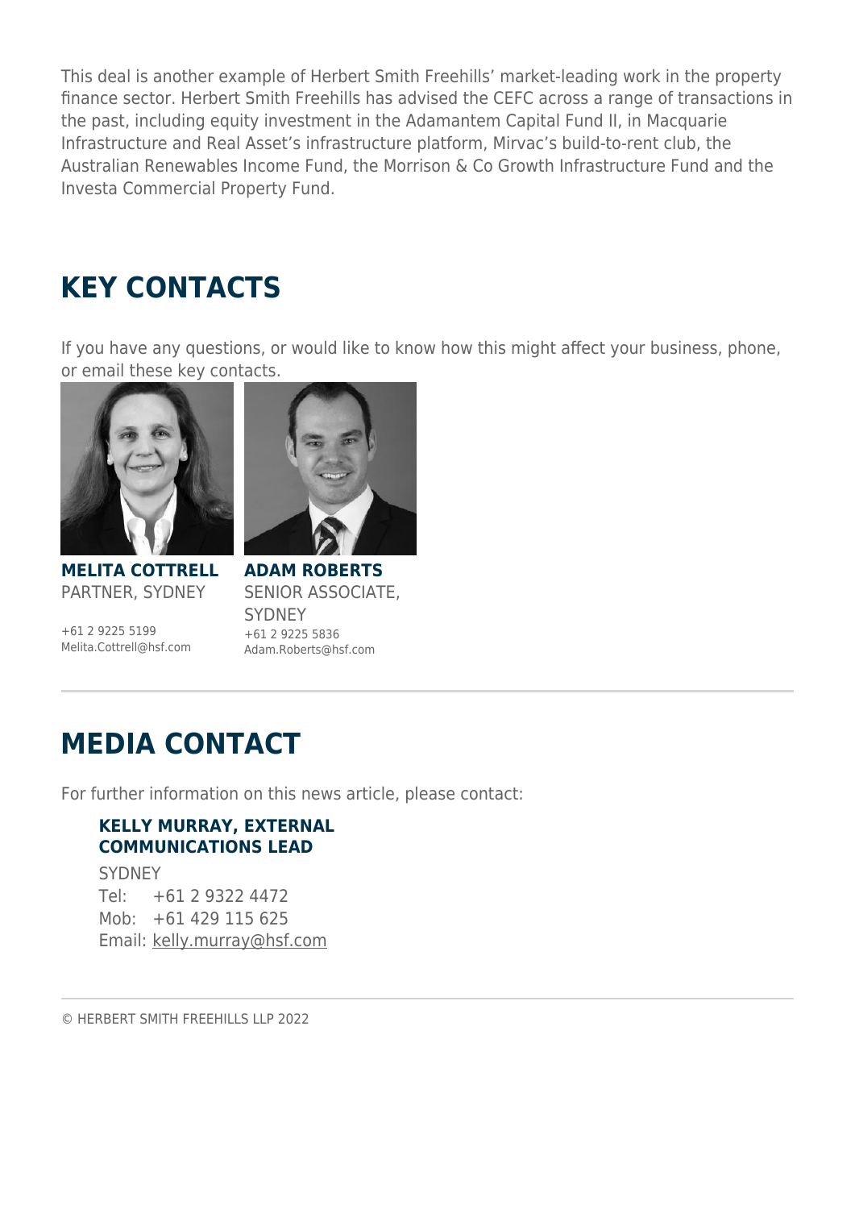This deal is another example of Herbert Smith Freehills' market-leading work in the property finance sector. Herbert Smith Freehills has advised the CEFC across a range of transactions in the past, including equity investment in the Adamantem Capital Fund II, in Macquarie Infrastructure and Real Asset's infrastructure platform, Mirvac's build-to-rent club, the Australian Renewables Income Fund, the Morrison & Co Growth Infrastructure Fund and the Investa Commercial Property Fund.

## KEY CONTACTS

If you have any questions, or would like to know how this might affect your business, phone, or email these key contacts.

**MELITA COTTRELL**
PARTNER, SYDNEY

+61 2 9225 5199
Melita.Cottrell@hsf.com

**ADAM ROBERTS**
SENIOR ASSOCIATE, SYDNEY

+61 2 9225 5836
Adam.Roberts@hsf.com

## MEDIA CONTACT

For further information on this news article, please contact:

**KELLY MURRAY, EXTERNAL COMMUNICATIONS LEAD**

SYDNEY
Tel: +61 2 9322 4472
Mob: +61 429 115 625
Email: kelly.murray@hsf.com

© HERBERT SMITH FREEHILLS LLP 2022